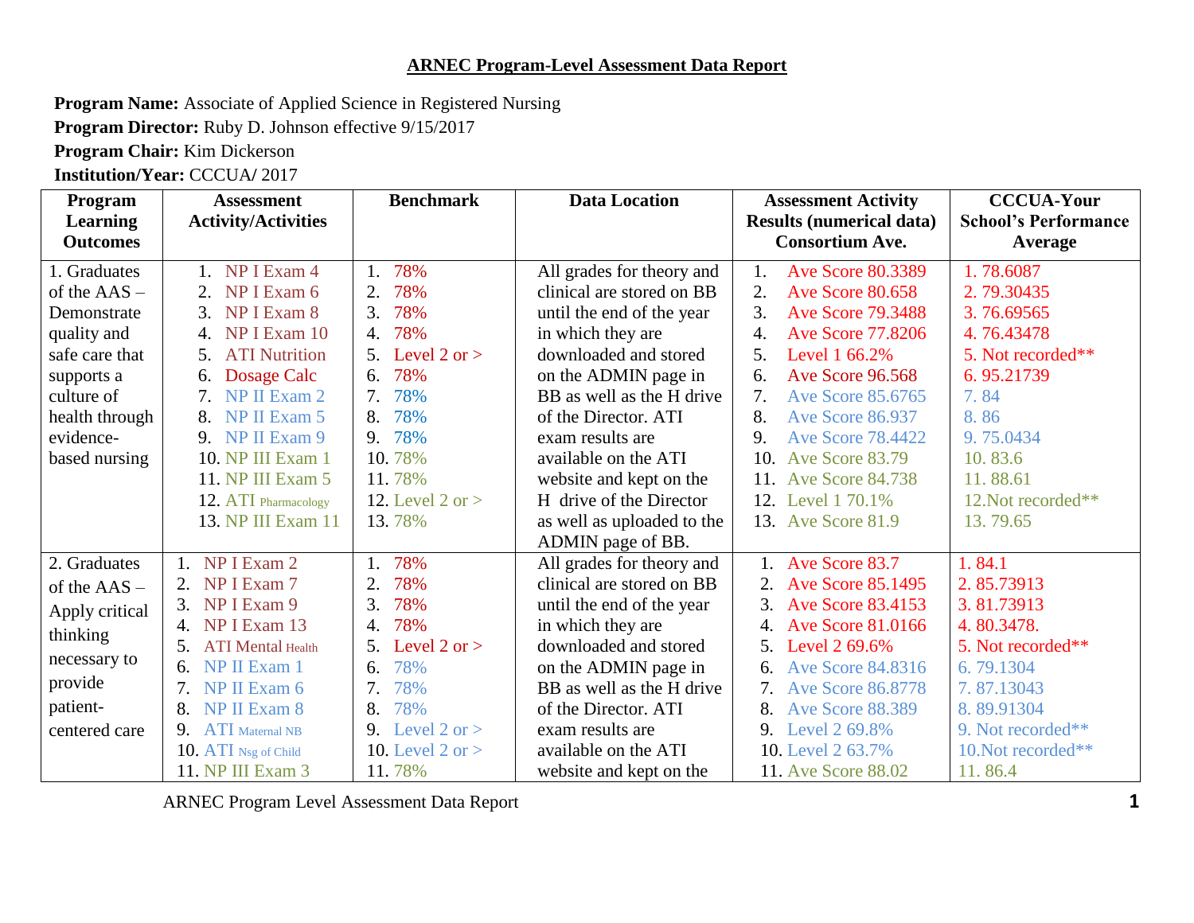# ARNEC Program-Level Assessment Data Report

**Program Name:** Associate of Applied Science in Registered Nursing
**Program Director:** Ruby D. Johnson effective 9/15/2017
**Program Chair:** Kim Dickerson
**Institution/Year:** CCCUA/ 2017

| Program Learning Outcomes | Assessment Activity/Activities | Benchmark | Data Location | Assessment Activity Results (numerical data) Consortium Ave. | CCCUA-Your School's Performance Average |
|---|---|---|---|---|---|
| 1. Graduates of the AAS – Demonstrate quality and safe care that supports a culture of health through evidence-based nursing | 1. NP I Exam 4<br>2. NP I Exam 6<br>3. NP I Exam 8<br>4. NP I Exam 10<br>5. ATI Nutrition<br>6. Dosage Calc<br>7. NP II Exam 2<br>8. NP II Exam 5<br>9. NP II Exam 9<br>10. NP III Exam 1<br>11. NP III Exam 5<br>12. ATI Pharmacology<br>13. NP III Exam 11 | 1. 78%<br>2. 78%<br>3. 78%<br>4. 78%<br>5. Level 2 or ><br>6. 78%<br>7. 78%<br>8. 78%<br>9. 78%<br>10. 78%<br>11. 78%<br>12. Level 2 or ><br>13. 78% | All grades for theory and clinical are stored on BB until the end of the year in which they are downloaded and stored on the ADMIN page in BB as well as the H drive of the Director. ATI exam results are available on the ATI website and kept on the H drive of the Director as well as uploaded to the ADMIN page of BB. | 1. Ave Score 80.3389<br>2. Ave Score 80.658<br>3. Ave Score 79.3488<br>4. Ave Score 77.8206<br>5. Level 1 66.2%<br>6. Ave Score 96.568<br>7. Ave Score 85.6765<br>8. Ave Score 86.937<br>9. Ave Score 78.4422<br>10. Ave Score 83.79<br>11. Ave Score 84.738<br>12. Level 1 70.1%<br>13. Ave Score 81.9 | 1. 78.6087<br>2. 79.30435<br>3. 76.69565<br>4. 76.43478<br>5. Not recorded**<br>6. 95.21739<br>7. 84<br>8. 86<br>9. 75.0434<br>10. 83.6<br>11. 88.61<br>12.Not recorded**<br>13. 79.65 |
| 2. Graduates of the AAS – Apply critical thinking necessary to provide patient-centered care | 1. NP I Exam 2<br>2. NP I Exam 7<br>3. NP I Exam 9<br>4. NP I Exam 13<br>5. ATI Mental Health<br>6. NP II Exam 1<br>7. NP II Exam 6<br>8. NP II Exam 8<br>9. ATI Maternal NB<br>10. ATI Nsg of Child<br>11. NP III Exam 3 | 1. 78%<br>2. 78%<br>3. 78%<br>4. 78%<br>5. Level 2 or ><br>6. 78%<br>7. 78%<br>8. 78%<br>9. Level 2 or ><br>10. Level 2 or ><br>11. 78% | All grades for theory and clinical are stored on BB until the end of the year in which they are downloaded and stored on the ADMIN page in BB as well as the H drive of the Director. ATI exam results are available on the ATI website and kept on the | 1. Ave Score 83.7<br>2. Ave Score 85.1495<br>3. Ave Score 83.4153<br>4. Ave Score 81.0166<br>5. Level 2 69.6%<br>6. Ave Score 84.8316<br>7. Ave Score 86.8778<br>8. Ave Score 88.389<br>9. Level 2 69.8%<br>10. Level 2 63.7%<br>11. Ave Score 88.02 | 1. 84.1<br>2. 85.73913<br>3. 81.73913<br>4. 80.3478.<br>5. Not recorded**<br>6. 79.1304<br>7. 87.13043<br>8. 89.91304<br>9. Not recorded**<br>10.Not recorded**<br>11. 86.4 |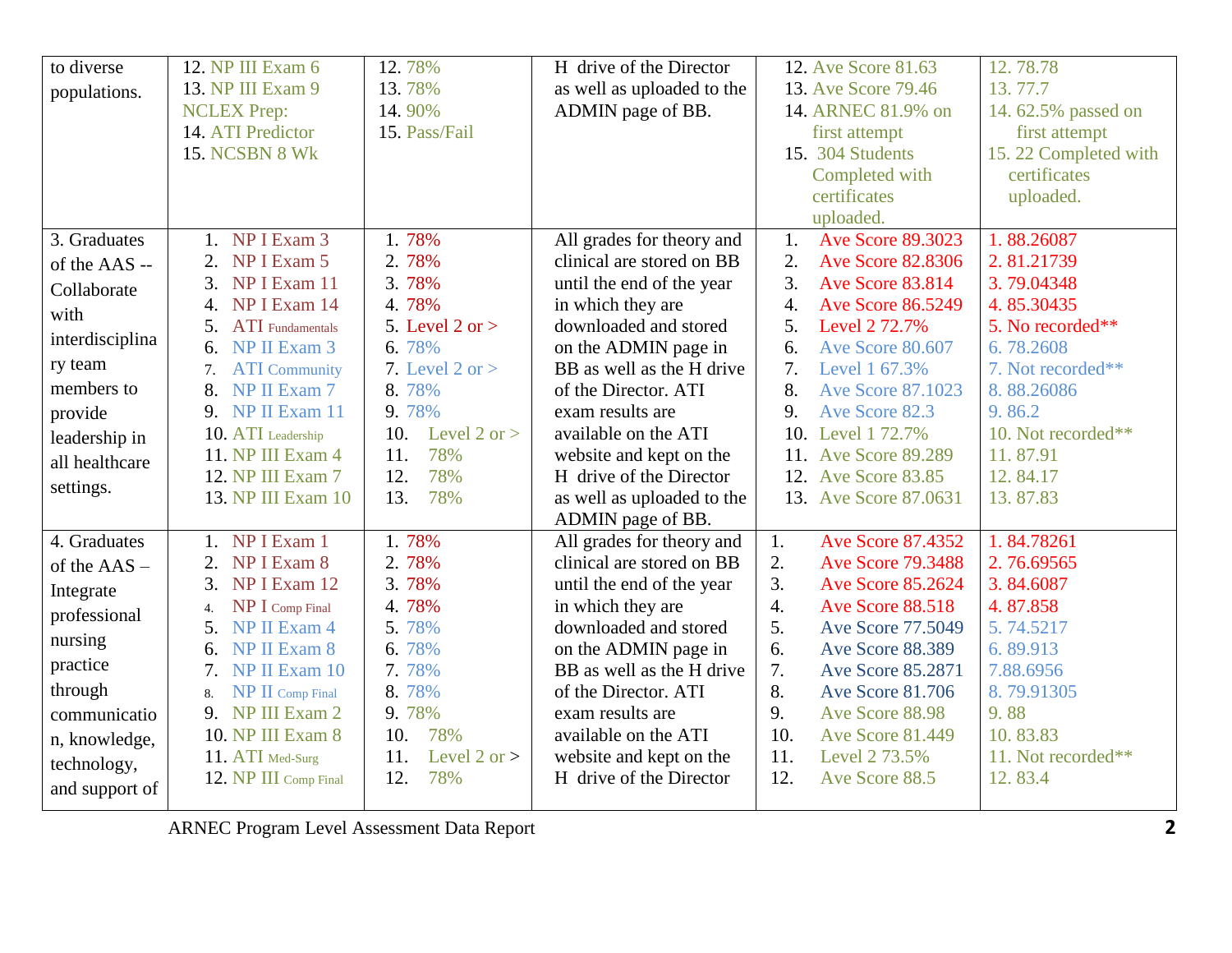| | | | | | |
|---|---|---|---|---|---|
| to diverse populations. | 12. NP III Exam 6<br>13. NP III Exam 9<br>NCLEX Prep:<br>14. ATI Predictor<br>15. NCSBN 8 Wk | 12. 78%<br>13. 78%<br>14. 90%<br>15. Pass/Fail | H drive of the Director as well as uploaded to the ADMIN page of BB. | 12. Ave Score 81.63<br>13. Ave Score 79.46<br>14. ARNEC 81.9% on first attempt<br>15. 304 Students Completed with certificates uploaded. | 12. 78.78<br>13. 77.7<br>14. 62.5% passed on first attempt<br>15. 22 Completed with certificates uploaded. |
| 3. Graduates of the AAS -- Collaborate with interdisciplinary team members to provide leadership in all healthcare settings. | 1. NP I Exam 3<br>2. NP I Exam 5<br>3. NP I Exam 11<br>4. NP I Exam 14<br>5. ATI Fundamentals<br>6. NP II Exam 3<br>7. ATI Community<br>8. NP II Exam 7<br>9. NP II Exam 11<br>10. ATI Leadership<br>11. NP III Exam 4<br>12. NP III Exam 7<br>13. NP III Exam 10 | 1. 78%<br>2. 78%<br>3. 78%<br>4. 78%<br>5. Level 2 or ><br>6. 78%<br>7. Level 2 or ><br>8. 78%<br>9. 78%<br>10. Level 2 or ><br>11. 78%<br>12. 78%<br>13. 78% | All grades for theory and clinical are stored on BB until the end of the year in which they are downloaded and stored on the ADMIN page in BB as well as the H drive of the Director. ATI exam results are available on the ATI website and kept on the H drive of the Director as well as uploaded to the ADMIN page of BB. | 1. Ave Score 89.3023<br>2. Ave Score 82.8306<br>3. Ave Score 83.814<br>4. Ave Score 86.5249<br>5. Level 2 72.7%<br>6. Ave Score 80.607<br>7. Level 1 67.3%<br>8. Ave Score 87.1023<br>9. Ave Score 82.3<br>10. Level 1 72.7%<br>11. Ave Score 89.289<br>12. Ave Score 83.85<br>13. Ave Score 87.0631 | 1. 88.26087<br>2. 81.21739<br>3. 79.04348<br>4. 85.30435<br>5. No recorded**<br>6. 78.2608<br>7. Not recorded**<br>8. 88.26086<br>9. 86.2<br>10. Not recorded**<br>11. 87.91<br>12. 84.17<br>13. 87.83 |
| 4. Graduates of the AAS – Integrate professional nursing practice through communication, knowledge, technology, and support of | 1. NP I Exam 1<br>2. NP I Exam 8<br>3. NP I Exam 12<br>4. NP I Comp Final<br>5. NP II Exam 4<br>6. NP II Exam 8<br>7. NP II Exam 10<br>8. NP II Comp Final<br>9. NP III Exam 2<br>10. NP III Exam 8<br>11. ATI Med-Surg<br>12. NP III Comp Final | 1. 78%<br>2. 78%<br>3. 78%<br>4. 78%<br>5. 78%<br>6. 78%<br>7. 78%<br>8. 78%<br>9. 78%<br>10. 78%<br>11. Level 2 or ><br>12. 78% | All grades for theory and clinical are stored on BB until the end of the year in which they are downloaded and stored on the ADMIN page in BB as well as the H drive of the Director. ATI exam results are available on the ATI website and kept on the H drive of the Director | 1. Ave Score 87.4352<br>2. Ave Score 79.3488<br>3. Ave Score 85.2624<br>4. Ave Score 88.518<br>5. Ave Score 77.5049<br>6. Ave Score 88.389<br>7. Ave Score 85.2871<br>8. Ave Score 81.706<br>9. Ave Score 88.98<br>10. Ave Score 81.449<br>11. Level 2 73.5%<br>12. Ave Score 88.5 | 1. 84.78261<br>2. 76.69565<br>3. 84.6087<br>4. 87.858<br>5. 74.5217<br>6. 89.913<br>7.88.6956<br>8. 79.91305<br>9. 88<br>10. 83.83<br>11. Not recorded**<br>12. 83.4 |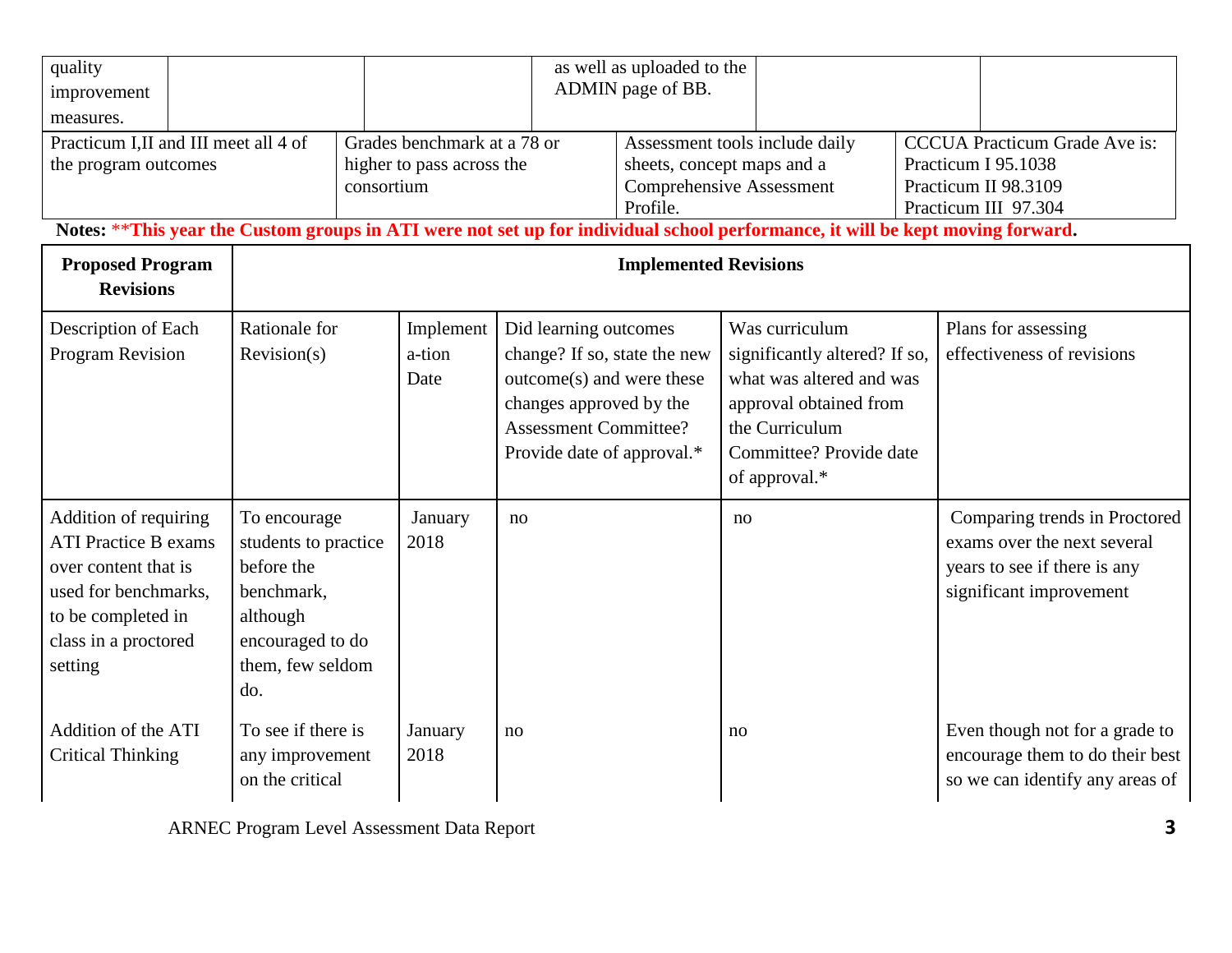| | | | | | |
|---|---|---|---|---|---|
| quality improvement measures. | | | as well as uploaded to the ADMIN page of BB. | | |
| Practicum I,II and III meet all 4 of the program outcomes | | Grades benchmark at a 78 or higher to pass across the consortium | Assessment tools include daily sheets, concept maps and a Comprehensive Assessment Profile. | | CCCUA Practicum Grade Ave is: Practicum I 95.1038 Practicum II 98.3109 Practicum III 97.304 |

**Notes: **This year the Custom groups in ATI were not set up for individual school performance, it will be kept moving forward.**

| Proposed Program Revisions | Implemented Revisions | | | | |
|---|---|---|---|---|---|
| Description of Each Program Revision | Rationale for Revision(s) | Implement a-tion Date | Did learning outcomes change? If so, state the new outcome(s) and were these changes approved by the Assessment Committee? Provide date of approval.* | Was curriculum significantly altered? If so, what was altered and was approval obtained from the Curriculum Committee? Provide date of approval.* | Plans for assessing effectiveness of revisions |
| Addition of requiring ATI Practice B exams over content that is used for benchmarks, to be completed in class in a proctored setting | To encourage students to practice before the benchmark, although encouraged to do them, few seldom do. | January 2018 | no | no | Comparing trends in Proctored exams over the next several years to see if there is any significant improvement |
| Addition of the ATI Critical Thinking | To see if there is any improvement on the critical | January 2018 | no | no | Even though not for a grade to encourage them to do their best so we can identify any areas of |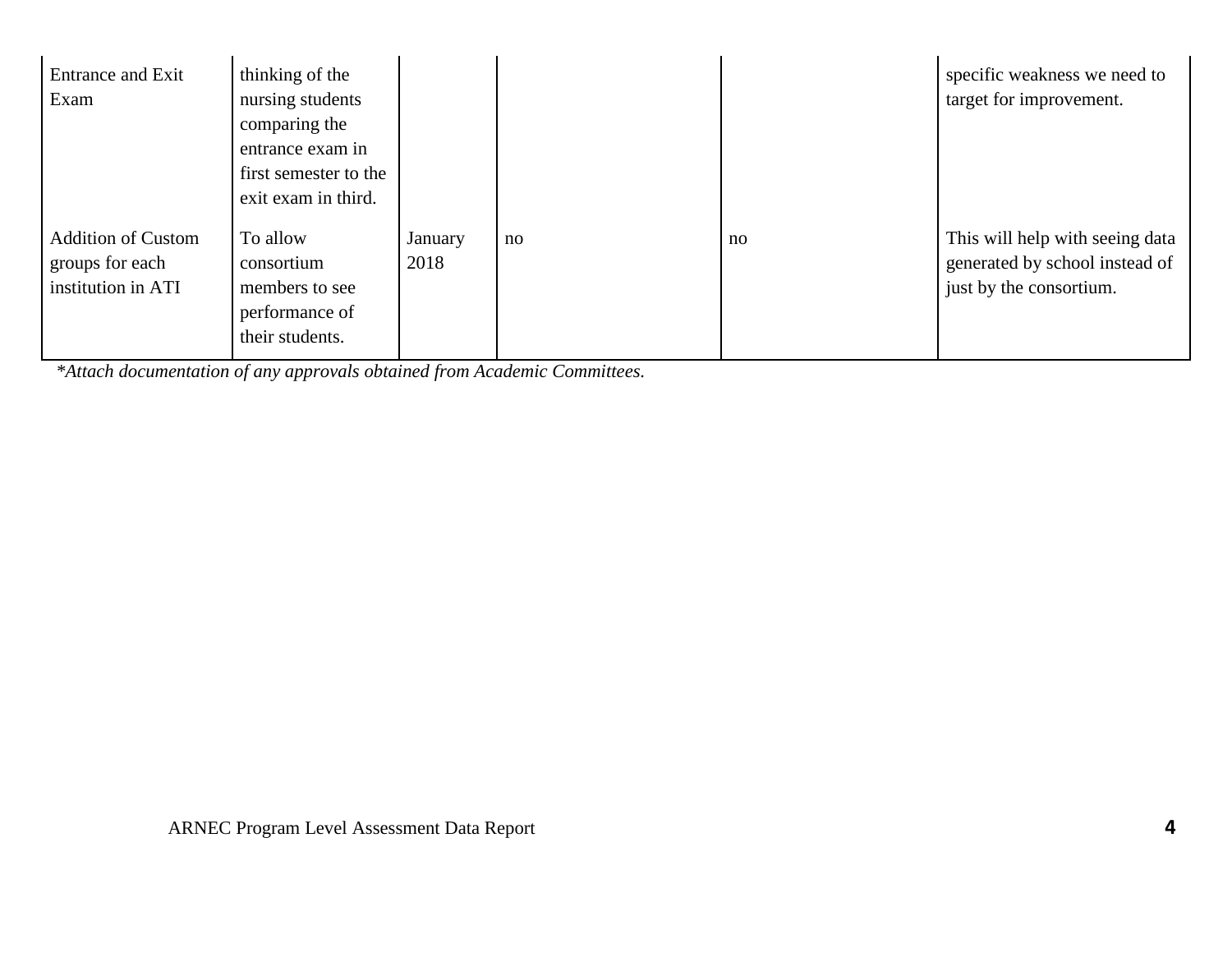| | | | | | |
|---|---|---|---|---|---|
| Entrance and Exit Exam | thinking of the nursing students comparing the entrance exam in first semester to the exit exam in third. | | | | specific weakness we need to target for improvement. |
| Addition of Custom groups for each institution in ATI | To allow consortium members to see performance of their students. | January 2018 | no | no | This will help with seeing data generated by school instead of just by the consortium. |

*\*Attach documentation of any approvals obtained from Academic Committees.*